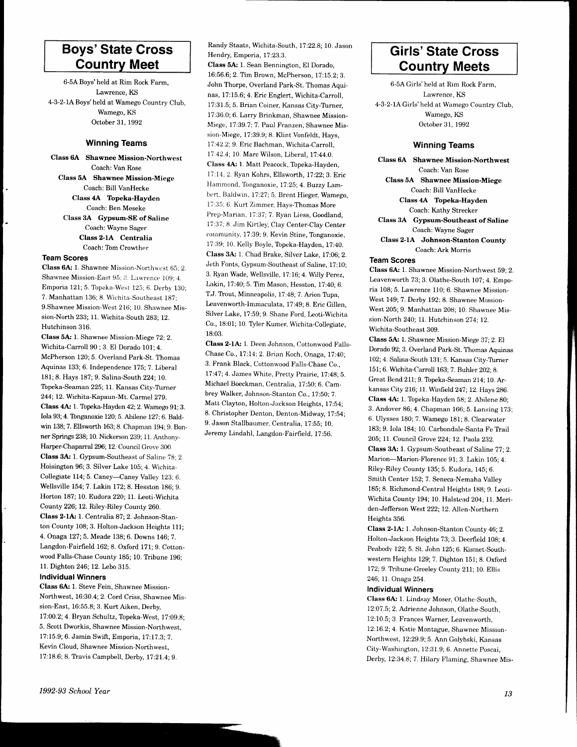## Boys' State Cross Country Meet

6-5A Boys' held at Rim Rock Farm,
Lawrence, KS
4-3-2-1A Boys' held at Wamego Country Club,
Wamego, KS
October 31, 1992

### Winning Teams

**Class 6A Shawnee Mission-Northwest**
Coach: Van Rose

**Class 5A Shawnee Mission-Miege**
Coach: Bill VanHecke

**Class 4A Topeka-Hayden**
Coach: Ben Meseke

**Class 3A Gypsum-SE of Saline**
Coach: Wayne Sager

**Class 2-1A Centralia**
Coach: Tom Crowther

### Team Scores

**Class 6A:** 1. Shawnee Mission-Northwest 65; 2. Shawnee Mission-East 95; 3. Lawrence 109; 4. Emporia 121; 5. Topeka-West 125; 6. Derby 130; 7. Manhattan 136; 8. Wichita-Southeast 187; 9.Shawnee Mission-West 216; 10. Shawnee Mission-North 233; 11. Wichita-South 283; 12. Hutchinson 316.

**Class 5A:** 1. Shawnee Mission-Miege 72; 2. Wichita-Carroll 90 ; 3. El Dorado 101; 4. McPherson 120; 5. Overland Park-St. Thomas Aquinas 133; 6. Independence 175; 7. Liberal 181; 8. Hays 187; 9. Salina-South 224; 10. Topeka-Seaman 225; 11. Kansas City-Turner 244; 12. Wichita-Kapaun-Mt. Carmel 279.

**Class 4A:** 1. Topeka-Hayden 42; 2. Wamego 91; 3. Iola 93; 4. Tonganoxie 120; 5. Abilene 127; 6. Baldwin 138; 7. Ellsworth 163; 8. Chapman 194; 9. Bonner Springs 238; 10. Nickerson 239; 11. Anthony-Harper-Chaparral 296; 12. Council Grove 300.

**Class 3A:** 1. Gypsum-Southeast of Saline 78; 2. Hoisington 96; 3. Silver Lake 105; 4. Wichita-Collegiate 114; 5. Caney—Caney Valley 123; 6. Wellsville 154; 7. Lakin 172; 8. Hesston 186; 9. Horton 187; 10. Eudora 220; 11. Leoti-Wichita County 226; 12. Riley-Riley County 260.

**Class 2-1A:** 1. Centralia 87; 2. Johnson-Stanton County 108; 3. Holton-Jackson Heights 111; 4. Onaga 127; 5. Meade 138; 6. Downs 146; 7. Langdon-Fairfield 162; 8. Oxford 171; 9. Cottonwood Falls-Chase County 185; 10. Tribune 196; 11. Dighton 246; 12. Lebo 315.

### Individual Winners

**Class 6A:** 1. Steve Fein, Shawnee Mission-Northwest, 16:30.4; 2. Cord Criss, Shawnee Mission-East, 16:55.8; 3. Kurt Aiken, Derby, 17:00.2; 4. Bryan Schultz, Topeka-West, 17:09.8; 5. Scott Dworkis, Shawnee Mission-Northwest, 17:15.9; 6. Jamin Swift, Emporia, 17:17.3; 7. Kevin Cloud, Shawnee Mission-Northwest, 17:18.6; 8. Travis Campbell, Derby, 17:21.4; 9. Randy Staats, Wichita-South, 17:22.8; 10. Jason Hendry, Emporia, 17:23.3.

**Class 5A:** 1. Sean Bennington, El Dorado, 16:56.6; 2. Tim Brown, McPherson, 17:15.2; 3. John Thorpe, Overland Park-St. Thomas Aquinas, 17:15.6; 4. Eric Englert, Wichita-Carroll, 17:31.5; 5. Brian Coiner, Kansas City-Turner, 17:36.0; 6. Larry Brinkman, Shawnee Mission-Miege, 17:39.7; 7. Paul Franzen, Shawnee Mission-Miege, 17:39.9; 8. Klint Vonfeldt, Hays, 17:42.2; 9. Eric Bachman, Wichita-Carroll, 17:42.4; 10. Marc Wilson, Liberal, 17:44.0.

**Class 4A:** 1. Matt Peacock, Topeka-Hayden, 17:14; 2. Ryan Kohrs, Ellsworth, 17:22; 3. Eric Hammond, Tonganoxie, 17:25; 4. Buzzy Lambert, Baldwin, 17:27; 5. Brent Hieger, Wamego, 17:35; 6. Kurt Zimmer, Hays-Thomas More Prep-Marian, 17:37; 7. Ryan Liess, Goodland, 17:37; 8. Jim Kirtley, Clay Center-Clay Center Community, 17:39; 9. Kevin Stine, Tonganoxie, 17:39; 10. Kelly Boyle, Topeka-Hayden, 17:40.

**Class 3A:** 1. Chad Brake, Silver Lake, 17:06; 2. Jeth Fonts, Gypsum-Southeast of Saline, 17:10; 3. Ryan Wade, Wellsville, 17:16; 4. Willy Perez, Lakin, 17:40; 5. Tim Mason, Hesston, 17:40; 6. T.J. Trout, Minneapolis, 17:48; 7. Arion Tupa, Leavenworth-Immaculata, 17:49; 8. Eric Gillen, Silver Lake, 17:59; 9. Shane Ford, Leoti-Wichita Co., 18:01; 10. Tyler Kumer, Wichita-Collegiate, 18:03.

**Class 2-1A:** 1. Deen Johnson, Cottonwood Falls-Chase Co., 17:14; 2. Brian Koch, Onaga, 17:40; 3. Frank Black, Cottonwood Falls-Chase Co., 17:47; 4. James White, Pretty Prairie, 17:48; 5. Michael Boeckman, Centralia, 17:50; 6. Cambrey Walker, Johnson-Stanton Co., 17:50; 7. Matt Clayton, Holton-Jackson Heights, 17:54; 8. Christopher Denton, Denton-Midway, 17:54; 9. Jason Stallbaumer, Centralia, 17:55; 10. Jeremy Lindahl, Langdon-Fairfield, 17:56.

## Girls' State Cross Country Meets

6-5A Girls' held at Rim Rock Farm,
Lawrence, KS
4-3-2-1A Girls' held at Wamego Country Club,
Wamego, KS
October 31, 1992

### Winning Teams

**Class 6A Shawnee Mission-Northwest**
Coach: Van Rose

**Class 5A Shawnee Mission-Miege**
Coach: Bill VanHecke

**Class 4A Topeka-Hayden**
Coach: Kathy Strecker

**Class 3A Gypsum-Southeast of Saline**
Coach: Wayne Sager

**Class 2-1A Johnson-Stanton County**
Coach: Ark Morris

### Team Scores

**Class 6A:** 1. Shawnee Mission-Northwest 59; 2. Leavenworth 73; 3. Olathe-South 107; 4. Emporia 108; 5. Lawrence 110; 6. Shawnee Mission-West 149; 7. Derby 192; 8. Shawnee Mission-West 205; 9. Manhattan 208; 10. Shawnee Mission-North 240; 11. Hutchinson 274; 12. Wichita-Southeast 309.

**Class 5A:** 1. Shawnee Mission-Miege 37; 2. El Dorado 92; 3. Overland Park-St. Thomas Aquinas 102; 4. Salina-South 131; 5. Kansas City-Turner 151; 6. Wichita-Carroll 163; 7. Buhler 202; 8. Great Bend 211; 9. Topeka-Seaman 214; 10. Arkansas City 216; 11. Winfield 247; 12. Hays 286.

**Class 4A:** 1. Topeka-Hayden 58; 2. Abilene 80; 3. Andover 86; 4. Chapman 166; 5. Lansing 173; 6. Ulysses 180; 7. Wamego 181; 8. Clearwater 183; 9. Iola 184; 10. Carbondale-Santa Fe Trail 205; 11. Council Grove 224; 12. Paola 232.

**Class 3A:** 1. Gypsum-Southeast of Saline 77; 2. Marion—Marion-Florence 91; 3. Lakin 105; 4. Riley-Riley County 135; 5. Eudora, 145; 6. Smith Center 152; 7. Seneca-Nemaha Valley 185; 8. Richmond-Central Heights 188; 9. Leoti-Wichita County 194; 10. Halstead 204; 11. Meriden-Jefferson West 222; 12. Allen-Northern Heights 356.

**Class 2-1A:** 1. Johnson-Stanton County 46; 2. Holton-Jackson Heights 73; 3. Deerfield 108; 4. Peabody 122; 5. St. John 125; 6. Kismet-Southwestern Heights 129; 7. Dighton 151; 8. Oxford 172; 9. Tribune-Greeley County 211; 10. Ellis 246; 11. Onaga 254.

### Individual Winners

**Class 6A:** 1. Lindsay Moser, Olathe-South, 12:07.5; 2. Adrienne Johnson, Olathe-South, 12:10.5; 3. Frances Warner, Leavenworth, 12:16.2; 4. Katie Montague, Shawnee Mission-Northwest, 12:29.9; 5. Ann Golybski, Kansas City-Washington, 12:31.9; 6. Annette Poscai, Derby, 12:34.8; 7. Hilary Flaming, Shawnee Mis-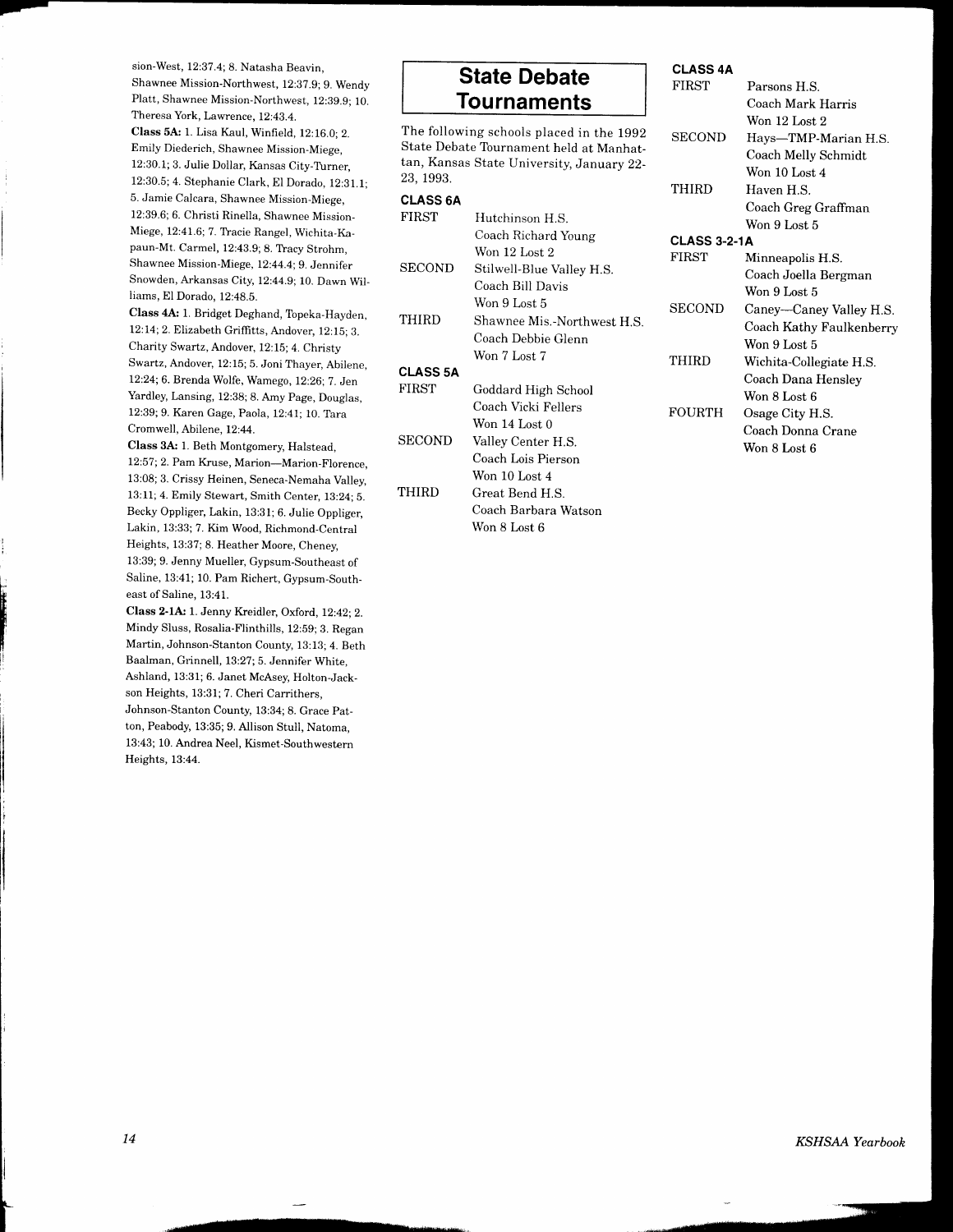sion-West, 12:37.4; 8. Natasha Beavin, Shawnee Mission-Northwest, 12:37.9; 9. Wendy Platt, Shawnee Mission-Northwest, 12:39.9; 10. Theresa York, Lawrence, 12:43.4.

**Class 5A:** 1. Lisa Kaul, Winfield, 12:16.0; 2. Emily Diederich, Shawnee Mission-Miege, 12:30.1; 3. Julie Dollar, Kansas City-Turner, 12:30.5; 4. Stephanie Clark, El Dorado, 12:31.1; 5. Jamie Calcara, Shawnee Mission-Miege, 12:39.6; 6. Christi Rinella, Shawnee Mission-Miege, 12:41.6; 7. Tracie Rangel, Wichita-Kapaun-Mt. Carmel, 12:43.9; 8. Tracy Strohm, Shawnee Mission-Miege, 12:44.4; 9. Jennifer Snowden, Arkansas City, 12:44.9; 10. Dawn Williams, El Dorado, 12:48.5.

**Class 4A:** 1. Bridget Deghand, Topeka-Hayden, 12:14; 2. Elizabeth Griffitts, Andover, 12:15; 3. Charity Swartz, Andover, 12:15; 4. Christy Swartz, Andover, 12:15; 5. Joni Thayer, Abilene, 12:24; 6. Brenda Wolfe, Wamego, 12:26; 7. Jen Yardley, Lansing, 12:38; 8. Amy Page, Douglas, 12:39; 9. Karen Gage, Paola, 12:41; 10. Tara Cromwell, Abilene, 12:44.

**Class 3A:** 1. Beth Montgomery, Halstead, 12:57; 2. Pam Kruse, Marion—Marion-Florence, 13:08; 3. Crissy Heinen, Seneca-Nemaha Valley, 13:11; 4. Emily Stewart, Smith Center, 13:24; 5. Becky Oppliger, Lakin, 13:31; 6. Julie Oppliger, Lakin, 13:33; 7. Kim Wood, Richmond-Central Heights, 13:37; 8. Heather Moore, Cheney, 13:39; 9. Jenny Mueller, Gypsum-Southeast of Saline, 13:41; 10. Pam Richert, Gypsum-Southeast of Saline, 13:41.

**Class 2-1A:** 1. Jenny Kreidler, Oxford, 12:42; 2. Mindy Sluss, Rosalia-Flinthills, 12:59; 3. Regan Martin, Johnson-Stanton County, 13:13; 4. Beth Baalman, Grinnell, 13:27; 5. Jennifer White, Ashland, 13:31; 6. Janet McAsey, Holton-Jackson Heights, 13:31; 7. Cheri Carrithers, Johnson-Stanton County, 13:34; 8. Grace Patton, Peabody, 13:35; 9. Allison Stull, Natoma, 13:43; 10. Andrea Neel, Kismet-Southwestern Heights, 13:44.

## State Debate Tournaments

The following schools placed in the 1992 State Debate Tournament held at Manhattan, Kansas State University, January 22-23, 1993.

### CLASS 6A

| | |
|---|---|
| FIRST | Hutchinson H.S.<br>Coach Richard Young<br>Won 12 Lost 2 |
| SECOND | Stilwell-Blue Valley H.S.<br>Coach Bill Davis<br>Won 9 Lost 5 |
| THIRD | Shawnee Mis.-Northwest H.S.<br>Coach Debbie Glenn<br>Won 7 Lost 7 |

### CLASS 5A

| | |
|---|---|
| FIRST | Goddard High School<br>Coach Vicki Fellers<br>Won 14 Lost 0 |
| SECOND | Valley Center H.S.<br>Coach Lois Pierson<br>Won 10 Lost 4 |
| THIRD | Great Bend H.S.<br>Coach Barbara Watson<br>Won 8 Lost 6 |

### CLASS 4A

| | |
|---|---|
| FIRST | Parsons H.S.<br>Coach Mark Harris<br>Won 12 Lost 2 |
| SECOND | Hays—TMP-Marian H.S.<br>Coach Melly Schmidt<br>Won 10 Lost 4 |
| THIRD | Haven H.S.<br>Coach Greg Graffman<br>Won 9 Lost 5 |

### CLASS 3-2-1A

| | |
|---|---|
| FIRST | Minneapolis H.S.<br>Coach Joella Bergman<br>Won 9 Lost 5 |
| SECOND | Caney—Caney Valley H.S.<br>Coach Kathy Faulkenberry<br>Won 9 Lost 5 |
| THIRD | Wichita-Collegiate H.S.<br>Coach Dana Hensley<br>Won 8 Lost 6 |
| FOURTH | Osage City H.S.<br>Coach Donna Crane<br>Won 8 Lost 6 |